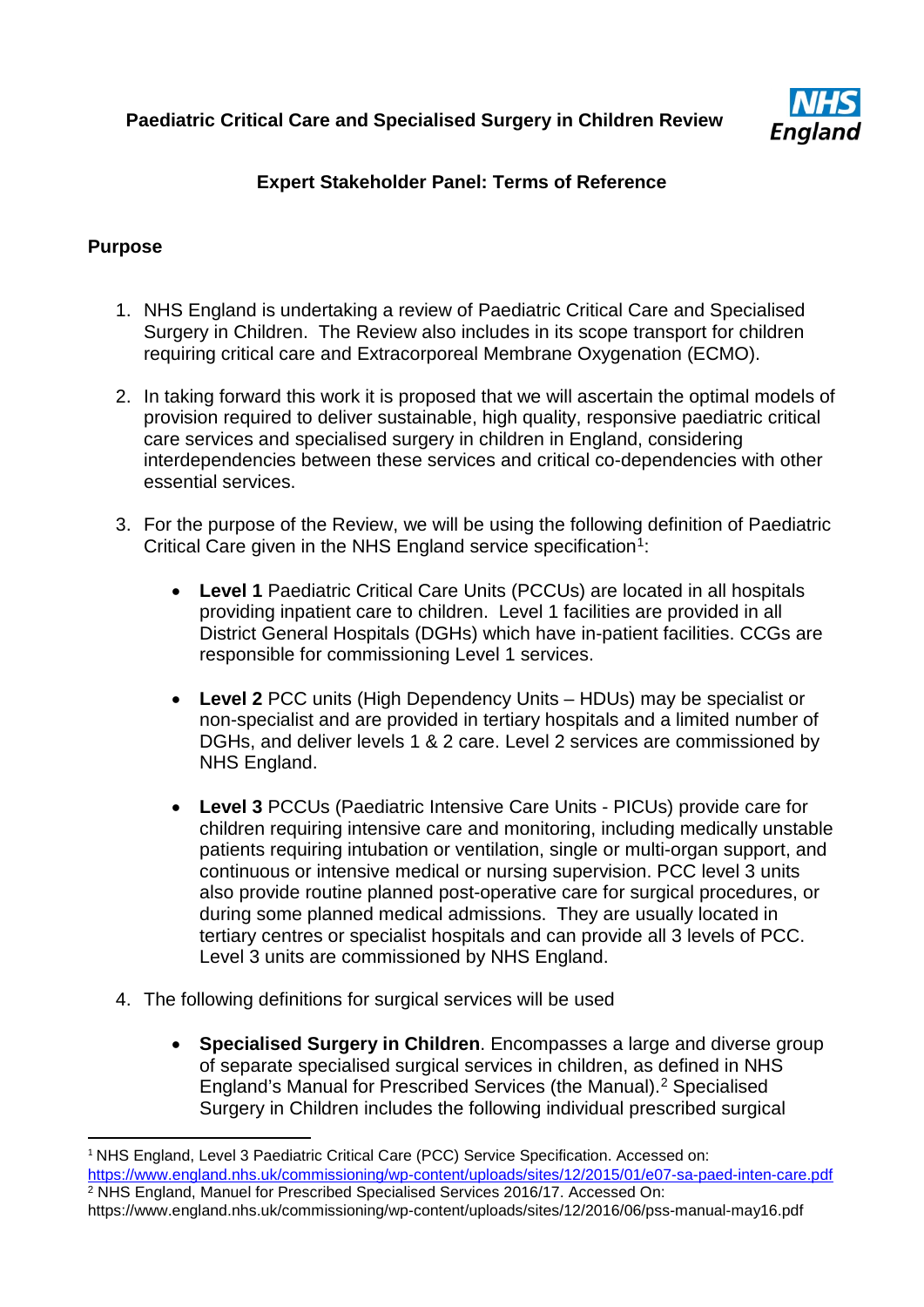# Paediatric Critical Care and Specialised Surgery in Children Review

## Expert Stakeholder Panel: Terms of Reference

### Purpose

1. NHS England is undertaking a review of Paediatric Critical Care and Specialised Surgery in Children. The Review also includes in its scope transport for children requiring critical care and Extracorporeal Membrane Oxygenation (ECMO).

2. In taking forward this work it is proposed that we will ascertain the optimal models of provision required to deliver sustainable, high quality, responsive paediatric critical care services and specialised surgery in children in England, considering interdependencies between these services and critical co-dependencies with other essential services.

3. For the purpose of the Review, we will be using the following definition of Paediatric Critical Care given in the NHS England service specification[1]:

   - **Level 1** Paediatric Critical Care Units (PCCUs) are located in all hospitals providing inpatient care to children. Level 1 facilities are provided in all District General Hospitals (DGHs) which have in-patient facilities. CCGs are responsible for commissioning Level 1 services.

   - **Level 2** PCC units (High Dependency Units – HDUs) may be specialist or non-specialist and are provided in tertiary hospitals and a limited number of DGHs, and deliver levels 1 & 2 care. Level 2 services are commissioned by NHS England.

   - **Level 3** PCCUs (Paediatric Intensive Care Units - PICUs) provide care for children requiring intensive care and monitoring, including medically unstable patients requiring intubation or ventilation, single or multi-organ support, and continuous or intensive medical or nursing supervision. PCC level 3 units also provide routine planned post-operative care for surgical procedures, or during some planned medical admissions. They are usually located in tertiary centres or specialist hospitals and can provide all 3 levels of PCC. Level 3 units are commissioned by NHS England.

4. The following definitions for surgical services will be used

   - **Specialised Surgery in Children**. Encompasses a large and diverse group of separate specialised surgical services in children, as defined in NHS England's Manual for Prescribed Services (the Manual).[2] Specialised Surgery in Children includes the following individual prescribed surgical

---

[1] NHS England, Level 3 Paediatric Critical Care (PCC) Service Specification. Accessed on: https://www.england.nhs.uk/commissioning/wp-content/uploads/sites/12/2015/01/e07-sa-paed-inten-care.pdf

[2] NHS England, Manuel for Prescribed Specialised Services 2016/17. Accessed On: https://www.england.nhs.uk/commissioning/wp-content/uploads/sites/12/2016/06/pss-manual-may16.pdf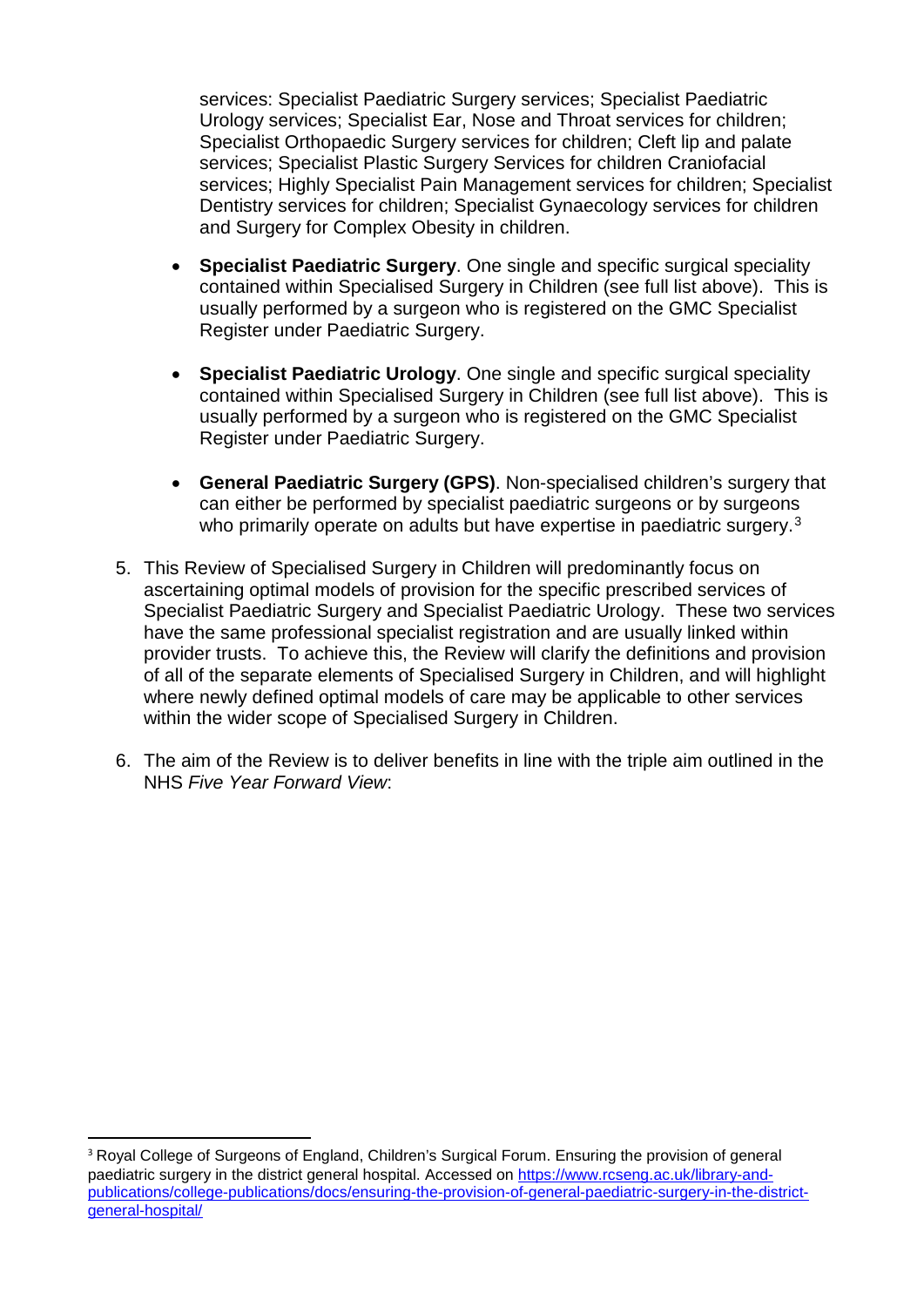services: Specialist Paediatric Surgery services; Specialist Paediatric Urology services; Specialist Ear, Nose and Throat services for children; Specialist Orthopaedic Surgery services for children; Cleft lip and palate services; Specialist Plastic Surgery Services for children Craniofacial services; Highly Specialist Pain Management services for children; Specialist Dentistry services for children; Specialist Gynaecology services for children and Surgery for Complex Obesity in children.

- **Specialist Paediatric Surgery**. One single and specific surgical speciality contained within Specialised Surgery in Children (see full list above). This is usually performed by a surgeon who is registered on the GMC Specialist Register under Paediatric Surgery.

- **Specialist Paediatric Urology**. One single and specific surgical speciality contained within Specialised Surgery in Children (see full list above). This is usually performed by a surgeon who is registered on the GMC Specialist Register under Paediatric Surgery.

- **General Paediatric Surgery (GPS)**. Non-specialised children's surgery that can either be performed by specialist paediatric surgeons or by surgeons who primarily operate on adults but have expertise in paediatric surgery.[3]

5. This Review of Specialised Surgery in Children will predominantly focus on ascertaining optimal models of provision for the specific prescribed services of Specialist Paediatric Surgery and Specialist Paediatric Urology. These two services have the same professional specialist registration and are usually linked within provider trusts. To achieve this, the Review will clarify the definitions and provision of all of the separate elements of Specialised Surgery in Children, and will highlight where newly defined optimal models of care may be applicable to other services within the wider scope of Specialised Surgery in Children.

6. The aim of the Review is to deliver benefits in line with the triple aim outlined in the NHS *Five Year Forward View*:

---

[3] Royal College of Surgeons of England, Children's Surgical Forum. Ensuring the provision of general paediatric surgery in the district general hospital. Accessed on https://www.rcseng.ac.uk/library-and-publications/college-publications/docs/ensuring-the-provision-of-general-paediatric-surgery-in-the-district-general-hospital/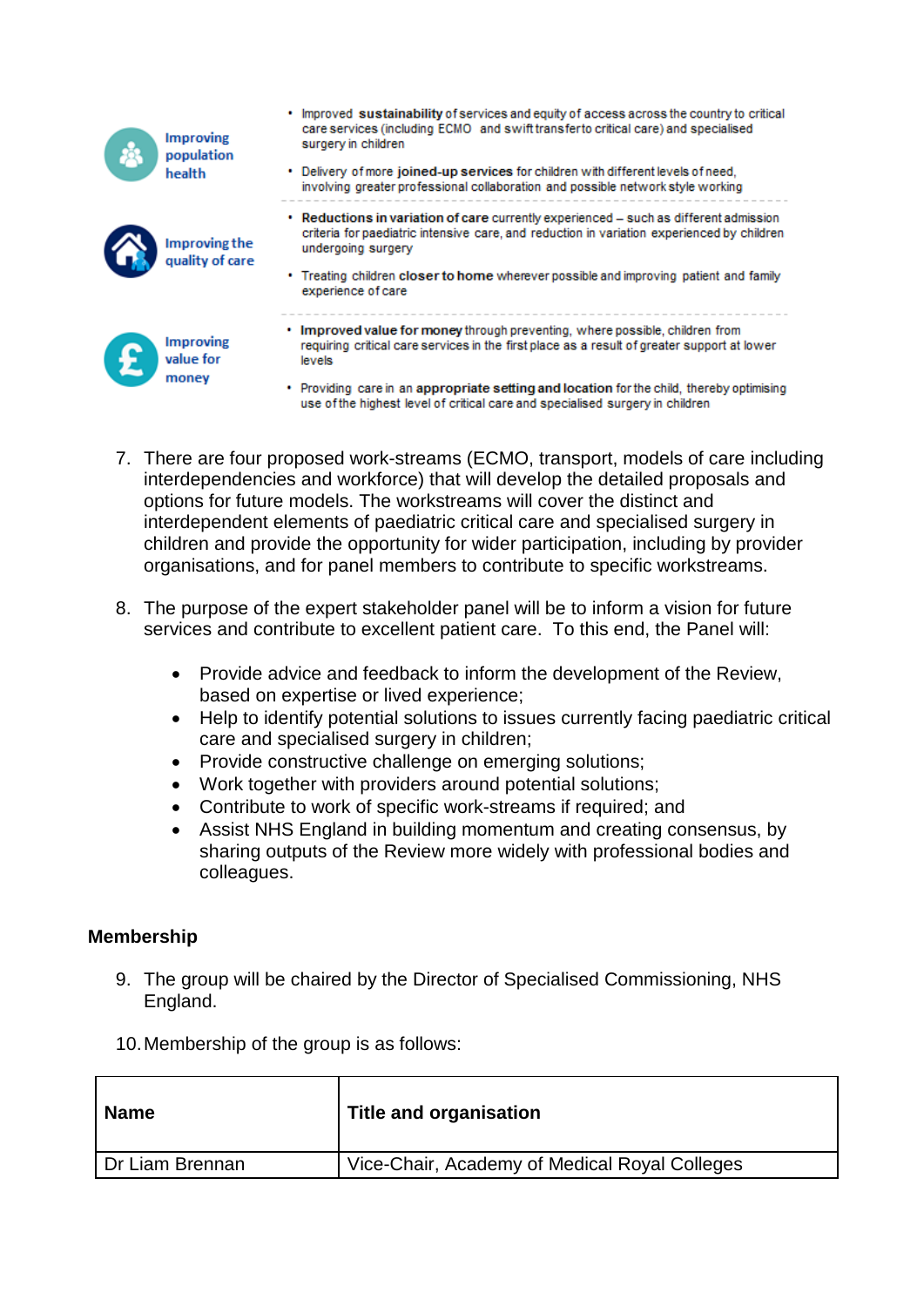| | |
|---|---|
| **Improving population health** | • Improved **sustainability** of services and equity of access across the country to critical care services (including ECMO and swift transfer to critical care) and specialised surgery in children<br>• Delivery of more **joined-up services** for children with different levels of need, involving greater professional collaboration and possible network style working |
| **Improving the quality of care** | • **Reductions in variation of care** currently experienced – such as different admission criteria for paediatric intensive care, and reduction in variation experienced by children undergoing surgery<br>• Treating children **closer to home** wherever possible and improving patient and family experience of care |
| **Improving value for money** | • **Improved value for money** through preventing, where possible, children from requiring critical care services in the first place as a result of greater support at lower levels<br>• Providing care in an **appropriate setting and location** for the child, thereby optimising use of the highest level of critical care and specialised surgery in children |

7. There are four proposed work-streams (ECMO, transport, models of care including interdependencies and workforce) that will develop the detailed proposals and options for future models. The workstreams will cover the distinct and interdependent elements of paediatric critical care and specialised surgery in children and provide the opportunity for wider participation, including by provider organisations, and for panel members to contribute to specific workstreams.

8. The purpose of the expert stakeholder panel will be to inform a vision for future services and contribute to excellent patient care. To this end, the Panel will:

   - Provide advice and feedback to inform the development of the Review, based on expertise or lived experience;
   - Help to identify potential solutions to issues currently facing paediatric critical care and specialised surgery in children;
   - Provide constructive challenge on emerging solutions;
   - Work together with providers around potential solutions;
   - Contribute to work of specific work-streams if required; and
   - Assist NHS England in building momentum and creating consensus, by sharing outputs of the Review more widely with professional bodies and colleagues.

## Membership

9. The group will be chaired by the Director of Specialised Commissioning, NHS England.

10. Membership of the group is as follows:

| Name | Title and organisation |
|---|---|
| Dr Liam Brennan | Vice-Chair, Academy of Medical Royal Colleges |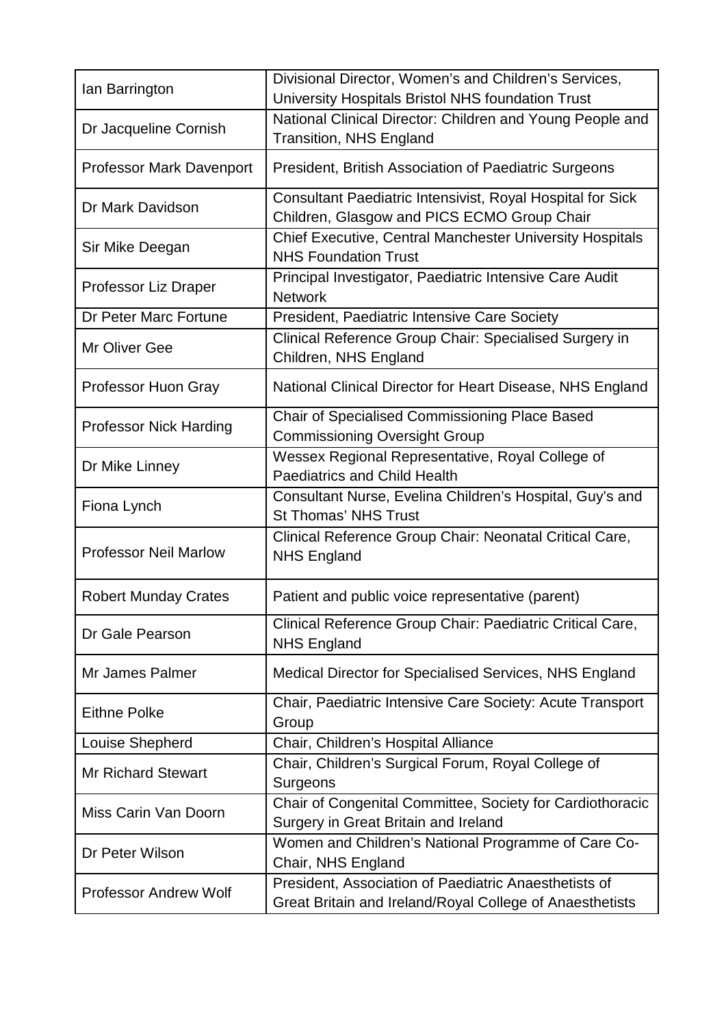| | |
|---|---|
| Ian Barrington | Divisional Director, Women's and Children's Services, University Hospitals Bristol NHS foundation Trust |
| Dr Jacqueline Cornish | National Clinical Director: Children and Young People and Transition, NHS England |
| Professor Mark Davenport | President, British Association of Paediatric Surgeons |
| Dr Mark Davidson | Consultant Paediatric Intensivist, Royal Hospital for Sick Children, Glasgow and PICS ECMO Group Chair |
| Sir Mike Deegan | Chief Executive, Central Manchester University Hospitals NHS Foundation Trust |
| Professor Liz Draper | Principal Investigator, Paediatric Intensive Care Audit Network |
| Dr Peter Marc Fortune | President, Paediatric Intensive Care Society |
| Mr Oliver Gee | Clinical Reference Group Chair: Specialised Surgery in Children, NHS England |
| Professor Huon Gray | National Clinical Director for Heart Disease, NHS England |
| Professor Nick Harding | Chair of Specialised Commissioning Place Based Commissioning Oversight Group |
| Dr Mike Linney | Wessex Regional Representative, Royal College of Paediatrics and Child Health |
| Fiona Lynch | Consultant Nurse, Evelina Children's Hospital, Guy's and St Thomas' NHS Trust |
| Professor Neil Marlow | Clinical Reference Group Chair: Neonatal Critical Care, NHS England |
| Robert Munday Crates | Patient and public voice representative (parent) |
| Dr Gale Pearson | Clinical Reference Group Chair: Paediatric Critical Care, NHS England |
| Mr James Palmer | Medical Director for Specialised Services, NHS England |
| Eithne Polke | Chair, Paediatric Intensive Care Society: Acute Transport Group |
| Louise Shepherd | Chair, Children's Hospital Alliance |
| Mr Richard Stewart | Chair, Children's Surgical Forum, Royal College of Surgeons |
| Miss Carin Van Doorn | Chair of Congenital Committee, Society for Cardiothoracic Surgery in Great Britain and Ireland |
| Dr Peter Wilson | Women and Children's National Programme of Care Co-Chair, NHS England |
| Professor Andrew Wolf | President, Association of Paediatric Anaesthetists of Great Britain and Ireland/Royal College of Anaesthetists |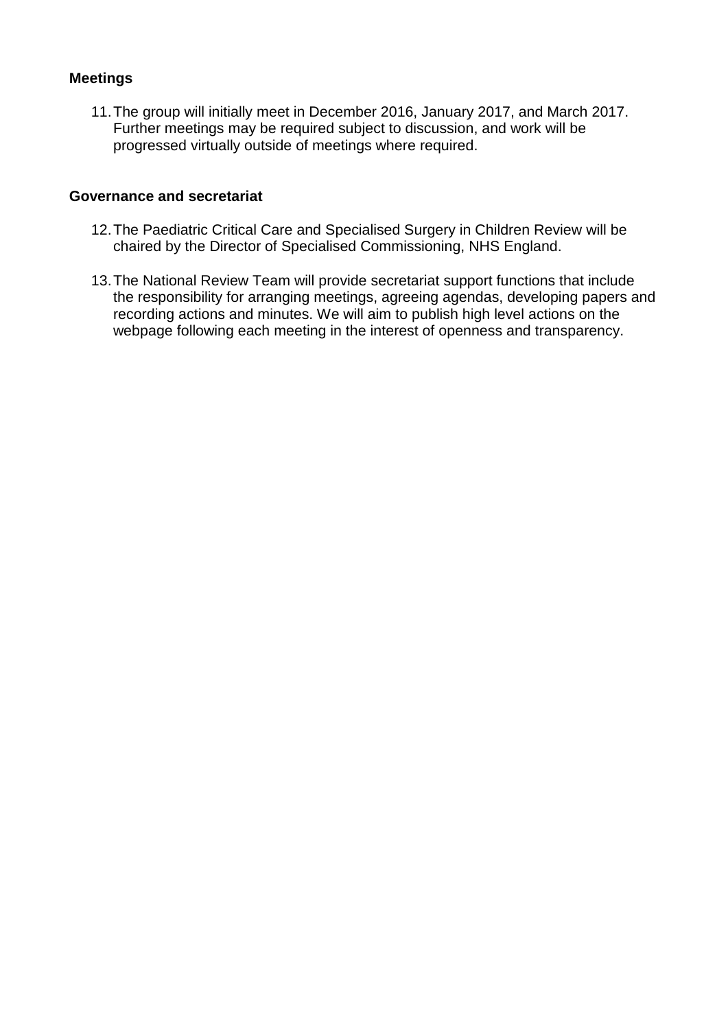**Meetings**

11. The group will initially meet in December 2016, January 2017, and March 2017. Further meetings may be required subject to discussion, and work will be progressed virtually outside of meetings where required.

**Governance and secretariat**

12. The Paediatric Critical Care and Specialised Surgery in Children Review will be chaired by the Director of Specialised Commissioning, NHS England.

13. The National Review Team will provide secretariat support functions that include the responsibility for arranging meetings, agreeing agendas, developing papers and recording actions and minutes. We will aim to publish high level actions on the webpage following each meeting in the interest of openness and transparency.